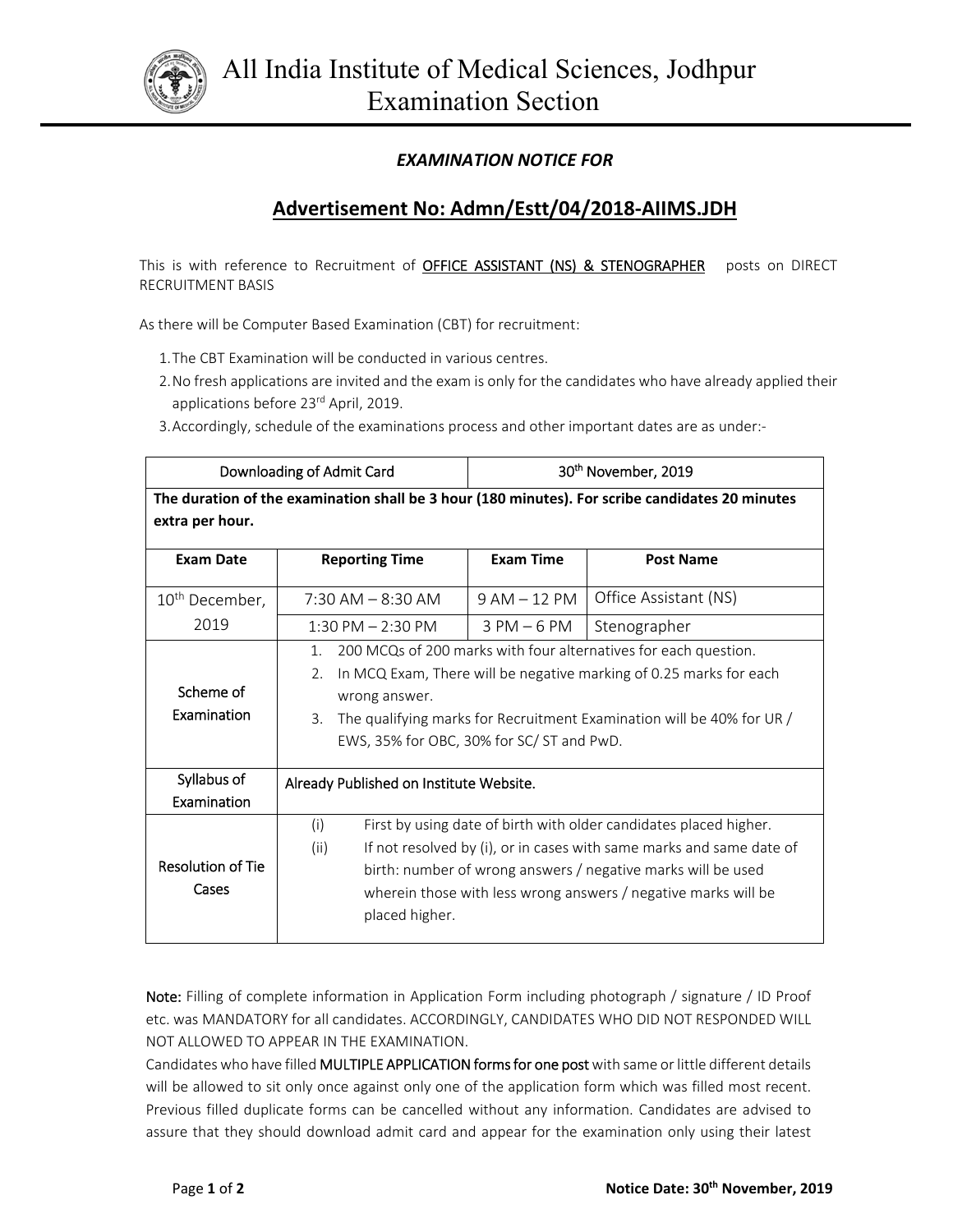# All India Institute of Medical Sciences, Jodhpur
## Examination Section

***EXAMINATION NOTICE FOR***

## Advertisement No: Admn/Estt/04/2018-AIIMS.JDH

This is with reference to Recruitment of OFFICE ASSISTANT (NS) & STENOGRAPHER posts on DIRECT RECRUITMENT BASIS

As there will be Computer Based Examination (CBT) for recruitment:

1. The CBT Examination will be conducted in various centres.
2. No fresh applications are invited and the exam is only for the candidates who have already applied their applications before 23rd April, 2019.
3. Accordingly, schedule of the examinations process and other important dates are as under:-

| Downloading of Admit Card | | 30th November, 2019 | |
|---|---|---|---|
| **The duration of the examination shall be 3 hour (180 minutes). For scribe candidates 20 minutes extra per hour.** | | | |
| **Exam Date** | **Reporting Time** | **Exam Time** | **Post Name** |
| 10th December, 2019 | 7:30 AM – 8:30 AM | 9 AM – 12 PM | Office Assistant (NS) |
| | 1:30 PM – 2:30 PM | 3 PM – 6 PM | Stenographer |
| Scheme of Examination | 1. 200 MCQs of 200 marks with four alternatives for each question. 2. In MCQ Exam, There will be negative marking of 0.25 marks for each wrong answer. 3. The qualifying marks for Recruitment Examination will be 40% for UR / EWS, 35% for OBC, 30% for SC/ ST and PwD. | | |
| Syllabus of Examination | Already Published on Institute Website. | | |
| Resolution of Tie Cases | (i) First by using date of birth with older candidates placed higher. (ii) If not resolved by (i), or in cases with same marks and same date of birth: number of wrong answers / negative marks will be used wherein those with less wrong answers / negative marks will be placed higher. | | |

**Note:** Filling of complete information in Application Form including photograph / signature / ID Proof etc. was MANDATORY for all candidates. ACCORDINGLY, CANDIDATES WHO DID NOT RESPONDED WILL NOT ALLOWED TO APPEAR IN THE EXAMINATION.

Candidates who have filled MULTIPLE APPLICATION forms for one post with same or little different details will be allowed to sit only once against only one of the application form which was filled most recent. Previous filled duplicate forms can be cancelled without any information. Candidates are advised to assure that they should download admit card and appear for the examination only using their latest

**Notice Date: 30th November, 2019**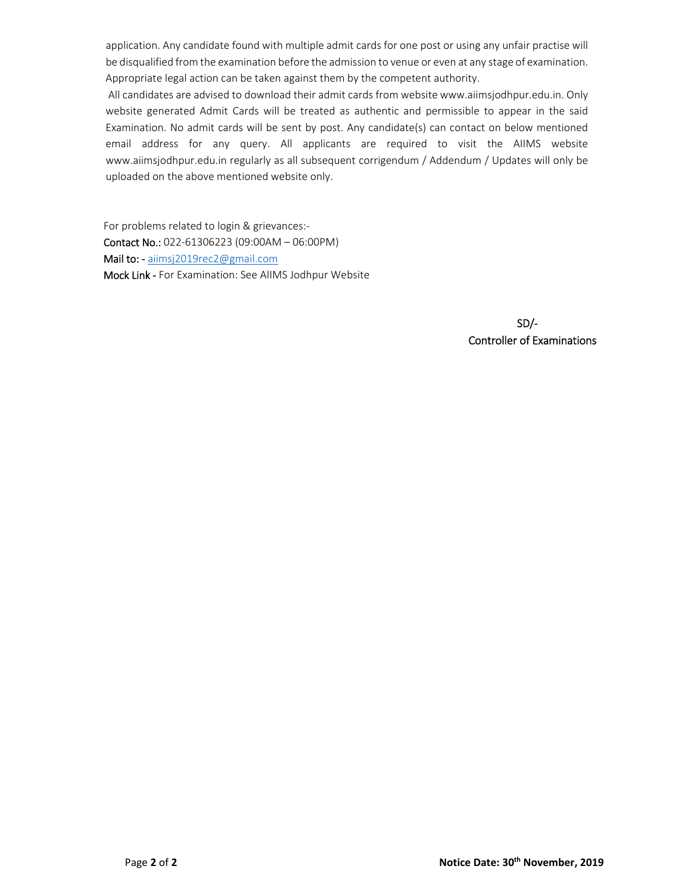application. Any candidate found with multiple admit cards for one post or using any unfair practise will be disqualified from the examination before the admission to venue or even at any stage of examination. Appropriate legal action can be taken against them by the competent authority.

All candidates are advised to download their admit cards from website www.aiimsjodhpur.edu.in. Only website generated Admit Cards will be treated as authentic and permissible to appear in the said Examination. No admit cards will be sent by post. Any candidate(s) can contact on below mentioned email address for any query. All applicants are required to visit the AIIMS website www.aiimsjodhpur.edu.in regularly as all subsequent corrigendum / Addendum / Updates will only be uploaded on the above mentioned website only.

For problems related to login & grievances:-
Contact No.: 022-61306223 (09:00AM – 06:00PM)
Mail to: - aiimsj2019rec2@gmail.com
Mock Link - For Examination: See AIIMS Jodhpur Website

SD/-
Controller of Examinations

**Notice Date: 30th November, 2019**